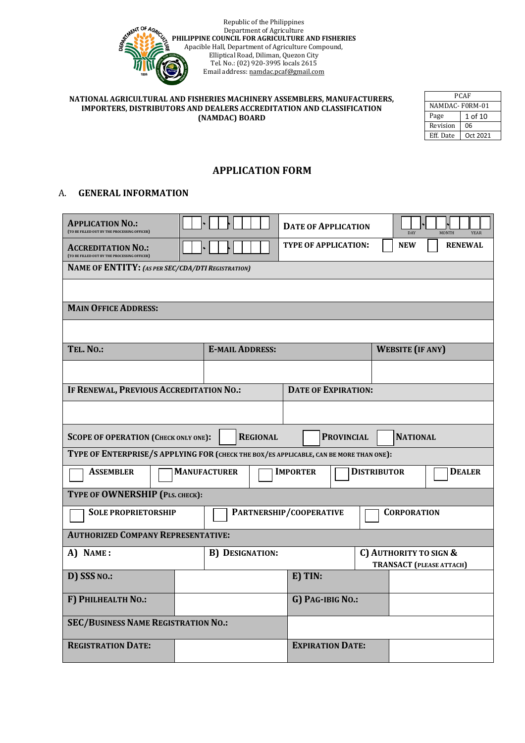Republic of the Philippines
Department of Agriculture
**PHILIPPINE COUNCIL FOR AGRICULTURE AND FISHERIES**
Apacible Hall, Department of Agriculture Compound,
Elliptical Road, Diliman, Quezon City
Tel. No.: (02) 920-3995 locals 2615
Email address: namdac.pcaf@gmail.com

**NATIONAL AGRICULTURAL AND FISHERIES MACHINERY ASSEMBLERS, MANUFACTURERS, IMPORTERS, DISTRIBUTORS AND DEALERS ACCREDITATION AND CLASSIFICATION (NAMDAC) BOARD**

| PCAF | |
|---|---|
| NAMDAC- F0RM-01 | |
| Page | 1 of 10 |
| Revision | 06 |
| Eff. Date | Oct 2021 |

# APPLICATION FORM

## A. GENERAL INFORMATION

| | | | |
|---|---|---|---|
| **APPLICATION NO.:** (TO BE FILLED OUT BY THE PROCESSING OFFICER) | ☐☐-☐☐-☐☐☐☐ | **DATE OF APPLICATION** | ☐☐-☐☐-☐☐☐☐ (DAY / MONTH / YEAR) |
| **ACCREDITATION NO.:** (TO BE FILLED OUT BY THE PROCESSING OFFICER) | ☐☐-☐☐-☐☐☐☐ | **TYPE OF APPLICATION:** | ☐ **NEW** ☐ **RENEWAL** |

| |
|---|
| **NAME OF ENTITY:** *(AS PER SEC/CDA/DTI REGISTRATION)* |
| |
| **MAIN OFFICE ADDRESS:** |
| |

| **TEL. NO.:** | **E-MAIL ADDRESS:** | **WEBSITE (IF ANY)** |
|---|---|---|
| | | |

| **IF RENEWAL, PREVIOUS ACCREDITATION NO.:** | **DATE OF EXPIRATION:** |
|---|---|
| | |

**SCOPE OF OPERATION (CHECK ONLY ONE):** ☐ **REGIONAL** ☐ **PROVINCIAL** ☐ **NATIONAL**

**TYPE OF ENTERPRISE/S APPLYING FOR (CHECK THE BOX/ES APPLICABLE, CAN BE MORE THAN ONE):**

| | | | | |
|---|---|---|---|---|
| ☐ **ASSEMBLER** | ☐ **MANUFACTURER** | ☐ **IMPORTER** | ☐ **DISTRIBUTOR** | ☐ **DEALER** |

**TYPE OF OWNERSHIP (PLS. CHECK):**

| | | |
|---|---|---|
| ☐ **SOLE PROPRIETORSHIP** | ☐ **PARTNERSHIP/COOPERATIVE** | ☐ **CORPORATION** |

**AUTHORIZED COMPANY REPRESENTATIVE:**

| **A) NAME :** | **B) DESIGNATION:** | **C) AUTHORITY TO SIGN & TRANSACT (PLEASE ATTACH)** |
|---|---|---|

| | | | |
|---|---|---|---|
| **D) SSS NO.:** | | **E) TIN:** | |
| **F) PHILHEALTH NO.:** | | **G) PAG-IBIG NO.:** | |
| **SEC/BUSINESS NAME REGISTRATION NO.:** | | | |
| **REGISTRATION DATE:** | | **EXPIRATION DATE:** | |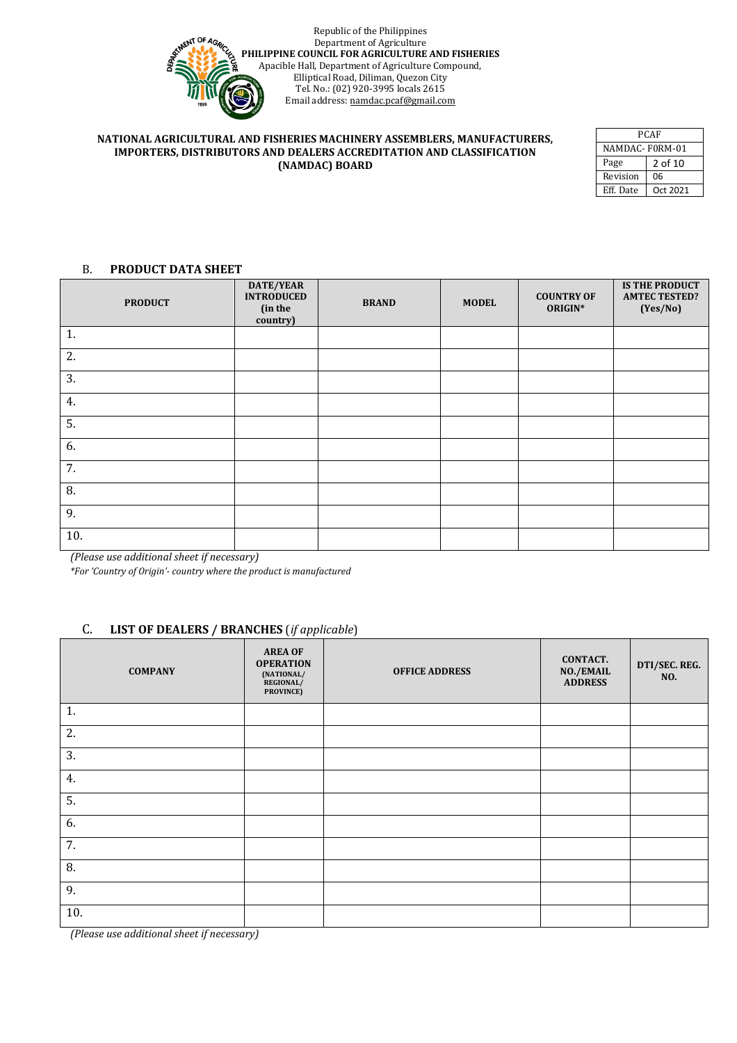Republic of the Philippines
Department of Agriculture
**PHILIPPINE COUNCIL FOR AGRICULTURE AND FISHERIES**
Apacible Hall, Department of Agriculture Compound,
Elliptical Road, Diliman, Quezon City
Tel. No.: (02) 920-3995 locals 2615
Email address: namdac.pcaf@gmail.com

**NATIONAL AGRICULTURAL AND FISHERIES MACHINERY ASSEMBLERS, MANUFACTURERS, IMPORTERS, DISTRIBUTORS AND DEALERS ACCREDITATION AND CLASSIFICATION (NAMDAC) BOARD**

| PCAF | |
|---|---|
| NAMDAC- F0RM-01 | |
| Page | 2 of 10 |
| Revision | 06 |
| Eff. Date | Oct 2021 |

## B. PRODUCT DATA SHEET

| PRODUCT | DATE/YEAR INTRODUCED (in the country) | BRAND | MODEL | COUNTRY OF ORIGIN* | IS THE PRODUCT AMTEC TESTED? (Yes/No) |
|---|---|---|---|---|---|
| 1. | | | | | |
| 2. | | | | | |
| 3. | | | | | |
| 4. | | | | | |
| 5. | | | | | |
| 6. | | | | | |
| 7. | | | | | |
| 8. | | | | | |
| 9. | | | | | |
| 10. | | | | | |

*(Please use additional sheet if necessary)*

*\*For 'Country of Origin'- country where the product is manufactured*

## C. LIST OF DEALERS / BRANCHES (*if applicable*)

| COMPANY | AREA OF OPERATION (NATIONAL/ REGIONAL/ PROVINCE) | OFFICE ADDRESS | CONTACT. NO./EMAIL ADDRESS | DTI/SEC. REG. NO. |
|---|---|---|---|---|
| 1. | | | | |
| 2. | | | | |
| 3. | | | | |
| 4. | | | | |
| 5. | | | | |
| 6. | | | | |
| 7. | | | | |
| 8. | | | | |
| 9. | | | | |
| 10. | | | | |

*(Please use additional sheet if necessary)*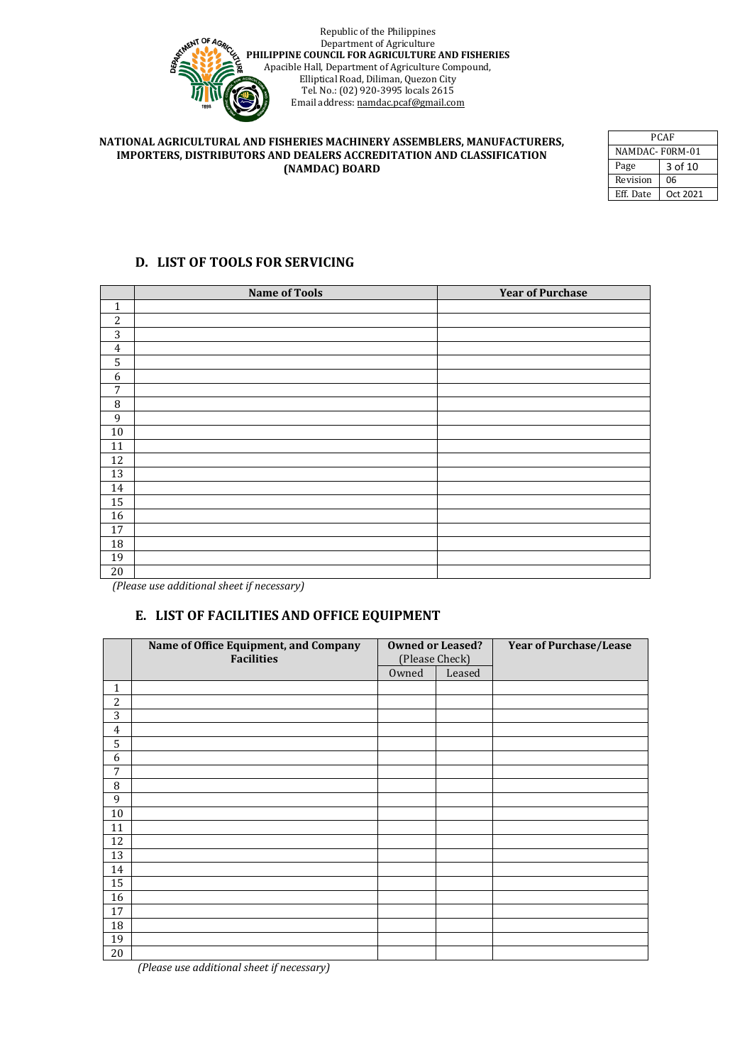Republic of the Philippines
Department of Agriculture
**PHILIPPINE COUNCIL FOR AGRICULTURE AND FISHERIES**
Apacible Hall, Department of Agriculture Compound,
Elliptical Road, Diliman, Quezon City
Tel. No.: (02) 920-3995 locals 2615
Email address: namdac.pcaf@gmail.com

**NATIONAL AGRICULTURAL AND FISHERIES MACHINERY ASSEMBLERS, MANUFACTURERS, IMPORTERS, DISTRIBUTORS AND DEALERS ACCREDITATION AND CLASSIFICATION (NAMDAC) BOARD**

| PCAF | |
|---|---|
| NAMDAC- F0RM-01 | |
| Page | 3 of 10 |
| Revision | 06 |
| Eff. Date | Oct 2021 |

## D. LIST OF TOOLS FOR SERVICING

| | Name of Tools | Year of Purchase |
|---|---|---|
| 1 | | |
| 2 | | |
| 3 | | |
| 4 | | |
| 5 | | |
| 6 | | |
| 7 | | |
| 8 | | |
| 9 | | |
| 10 | | |
| 11 | | |
| 12 | | |
| 13 | | |
| 14 | | |
| 15 | | |
| 16 | | |
| 17 | | |
| 18 | | |
| 19 | | |
| 20 | | |

*(Please use additional sheet if necessary)*

## E. LIST OF FACILITIES AND OFFICE EQUIPMENT

| | Name of Office Equipment, and Company Facilities | Owned or Leased? (Please Check) | | Year of Purchase/Lease |
|---|---|---|---|---|
| | | Owned | Leased | |
| 1 | | | | |
| 2 | | | | |
| 3 | | | | |
| 4 | | | | |
| 5 | | | | |
| 6 | | | | |
| 7 | | | | |
| 8 | | | | |
| 9 | | | | |
| 10 | | | | |
| 11 | | | | |
| 12 | | | | |
| 13 | | | | |
| 14 | | | | |
| 15 | | | | |
| 16 | | | | |
| 17 | | | | |
| 18 | | | | |
| 19 | | | | |
| 20 | | | | |

*(Please use additional sheet if necessary)*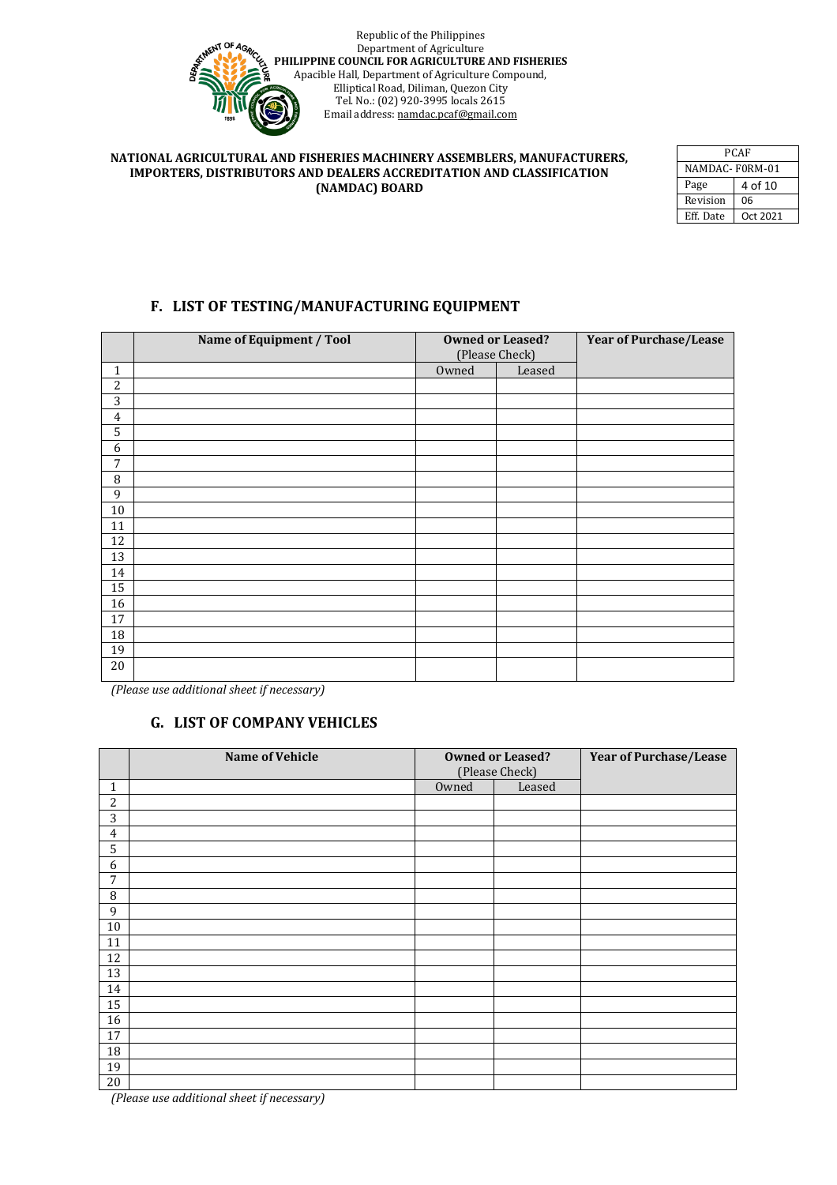Republic of the Philippines
Department of Agriculture
**PHILIPPINE COUNCIL FOR AGRICULTURE AND FISHERIES**
Apacible Hall, Department of Agriculture Compound,
Elliptical Road, Diliman, Quezon City
Tel. No.: (02) 920-3995 locals 2615
Email address: namdac.pcaf@gmail.com

**NATIONAL AGRICULTURAL AND FISHERIES MACHINERY ASSEMBLERS, MANUFACTURERS, IMPORTERS, DISTRIBUTORS AND DEALERS ACCREDITATION AND CLASSIFICATION (NAMDAC) BOARD**

| PCAF | |
|---|---|
| NAMDAC- F0RM-01 | |
| Page | 4 of 10 |
| Revision | 06 |
| Eff. Date | Oct 2021 |

## F. LIST OF TESTING/MANUFACTURING EQUIPMENT

| | Name of Equipment / Tool | Owned or Leased? (Please Check) | | Year of Purchase/Lease |
|---|---|---|---|---|
| | | Owned | Leased | |
| 1 | | | | |
| 2 | | | | |
| 3 | | | | |
| 4 | | | | |
| 5 | | | | |
| 6 | | | | |
| 7 | | | | |
| 8 | | | | |
| 9 | | | | |
| 10 | | | | |
| 11 | | | | |
| 12 | | | | |
| 13 | | | | |
| 14 | | | | |
| 15 | | | | |
| 16 | | | | |
| 17 | | | | |
| 18 | | | | |
| 19 | | | | |
| 20 | | | | |

*(Please use additional sheet if necessary)*

## G. LIST OF COMPANY VEHICLES

| | Name of Vehicle | Owned or Leased? (Please Check) | | Year of Purchase/Lease |
|---|---|---|---|---|
| | | Owned | Leased | |
| 1 | | | | |
| 2 | | | | |
| 3 | | | | |
| 4 | | | | |
| 5 | | | | |
| 6 | | | | |
| 7 | | | | |
| 8 | | | | |
| 9 | | | | |
| 10 | | | | |
| 11 | | | | |
| 12 | | | | |
| 13 | | | | |
| 14 | | | | |
| 15 | | | | |
| 16 | | | | |
| 17 | | | | |
| 18 | | | | |
| 19 | | | | |
| 20 | | | | |

*(Please use additional sheet if necessary)*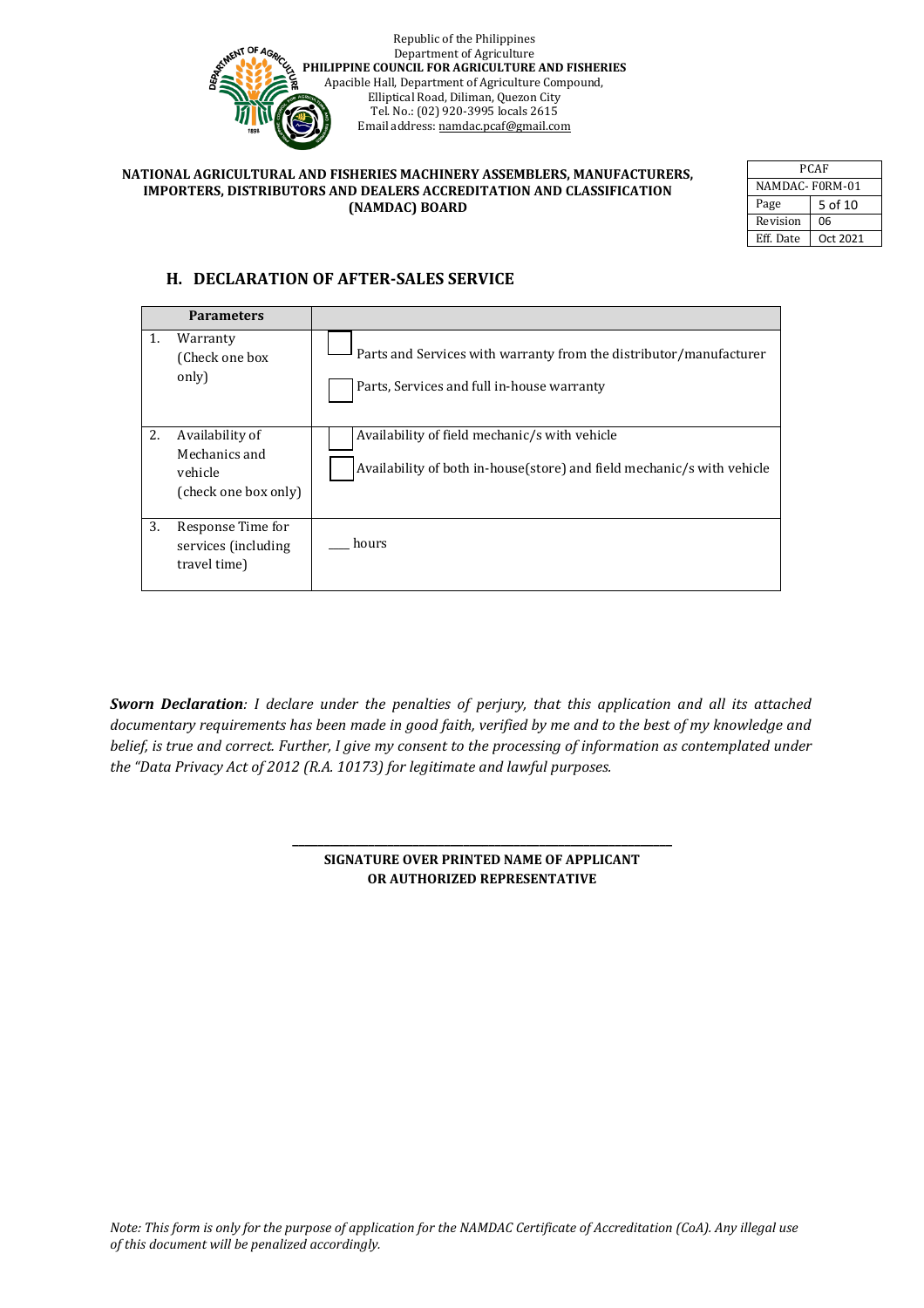Republic of the Philippines
Department of Agriculture
**PHILIPPINE COUNCIL FOR AGRICULTURE AND FISHERIES**
Apacible Hall, Department of Agriculture Compound,
Elliptical Road, Diliman, Quezon City
Tel. No.: (02) 920-3995 locals 2615
Email address: namdac.pcaf@gmail.com

**NATIONAL AGRICULTURAL AND FISHERIES MACHINERY ASSEMBLERS, MANUFACTURERS, IMPORTERS, DISTRIBUTORS AND DEALERS ACCREDITATION AND CLASSIFICATION (NAMDAC) BOARD**

| PCAF | |
|---|---|
| NAMDAC- F0RM-01 | |
| Page | 5 of 10 |
| Revision | 06 |
| Eff. Date | Oct 2021 |

## H. DECLARATION OF AFTER-SALES SERVICE

| Parameters | |
|---|---|
| 1. Warranty (Check one box only) | ☐ Parts and Services with warranty from the distributor/manufacturer<br>☐ Parts, Services and full in-house warranty |
| 2. Availability of Mechanics and vehicle (check one box only) | ☐ Availability of field mechanic/s with vehicle<br>☐ Availability of both in-house(store) and field mechanic/s with vehicle |
| 3. Response Time for services (including travel time) | ___ hours |

***Sworn Declaration****: I declare under the penalties of perjury, that this application and all its attached documentary requirements has been made in good faith, verified by me and to the best of my knowledge and belief, is true and correct. Further, I give my consent to the processing of information as contemplated under the "Data Privacy Act of 2012 (R.A. 10173) for legitimate and lawful purposes.*

\_\_\_\_\_\_\_\_\_\_\_\_\_\_\_\_\_\_\_\_\_\_\_\_\_\_\_\_\_\_\_\_\_\_\_\_\_\_\_\_\_\_\_\_

**SIGNATURE OVER PRINTED NAME OF APPLICANT OR AUTHORIZED REPRESENTATIVE**

*Note: This form is only for the purpose of application for the NAMDAC Certificate of Accreditation (CoA). Any illegal use of this document will be penalized accordingly.*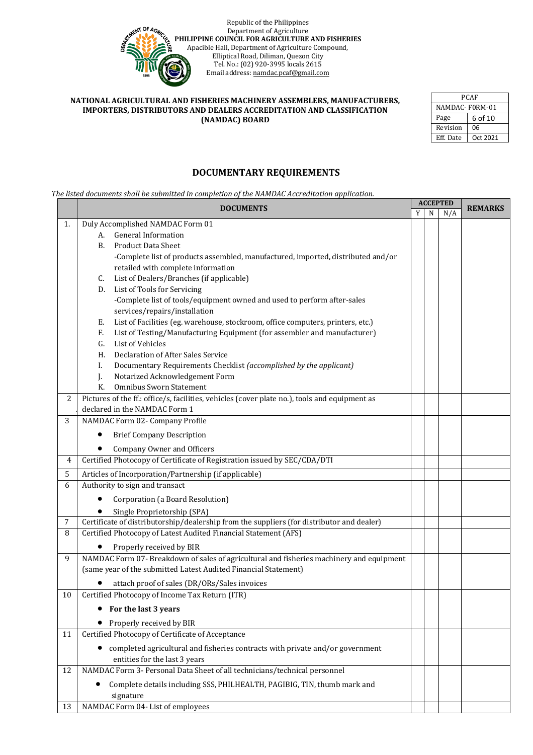Republic of the Philippines
Department of Agriculture
**PHILIPPINE COUNCIL FOR AGRICULTURE AND FISHERIES**
Apacible Hall, Department of Agriculture Compound,
Elliptical Road, Diliman, Quezon City
Tel. No.: (02) 920-3995 locals 2615
Email address: namdac.pcaf@gmail.com

**NATIONAL AGRICULTURAL AND FISHERIES MACHINERY ASSEMBLERS, MANUFACTURERS, IMPORTERS, DISTRIBUTORS AND DEALERS ACCREDITATION AND CLASSIFICATION (NAMDAC) BOARD**

| PCAF | |
|---|---|
| NAMDAC- F0RM-01 | |
| Page | 6 of 10 |
| Revision | 06 |
| Eff. Date | Oct 2021 |

## DOCUMENTARY REQUIREMENTS

*The listed documents shall be submitted in completion of the NAMDAC Accreditation application.*

| | DOCUMENTS | ACCEPTED | | | REMARKS |
|---|---|---|---|---|---|
| | | Y | N | N/A | |
| 1. | Duly Accomplished NAMDAC Form 01<br>A. General Information<br>B. Product Data Sheet<br>-Complete list of products assembled, manufactured, imported, distributed and/or retailed with complete information<br>C. List of Dealers/Branches (if applicable)<br>D. List of Tools for Servicing<br>-Complete list of tools/equipment owned and used to perform after-sales services/repairs/installation<br>E. List of Facilities (eg. warehouse, stockroom, office computers, printers, etc.)<br>F. List of Testing/Manufacturing Equipment (for assembler and manufacturer)<br>G. List of Vehicles<br>H. Declaration of After Sales Service<br>I. Documentary Requirements Checklist *(accomplished by the applicant)*<br>J. Notarized Acknowledgement Form<br>K. Omnibus Sworn Statement | | | | |
| 2 | Pictures of the ff.: office/s, facilities, vehicles (cover plate no.), tools and equipment as declared in the NAMDAC Form 1 | | | | |
| 3 | NAMDAC Form 02- Company Profile<br>• Brief Company Description<br>• Company Owner and Officers | | | | |
| 4 | Certified Photocopy of Certificate of Registration issued by SEC/CDA/DTI | | | | |
| 5 | Articles of Incorporation/Partnership (if applicable) | | | | |
| 6 | Authority to sign and transact<br>• Corporation (a Board Resolution)<br>• Single Proprietorship (SPA) | | | | |
| 7 | Certificate of distributorship/dealership from the suppliers (for distributor and dealer) | | | | |
| 8 | Certified Photocopy of Latest Audited Financial Statement (AFS)<br>• Properly received by BIR | | | | |
| 9 | NAMDAC Form 07- Breakdown of sales of agricultural and fisheries machinery and equipment (same year of the submitted Latest Audited Financial Statement)<br>• attach proof of sales (DR/ORs/Sales invoices | | | | |
| 10 | Certified Photocopy of Income Tax Return (ITR)<br>• **For the last 3 years**<br>• Properly received by BIR | | | | |
| 11 | Certified Photocopy of Certificate of Acceptance<br>• completed agricultural and fisheries contracts with private and/or government entities for the last 3 years | | | | |
| 12 | NAMDAC Form 3- Personal Data Sheet of all technicians/technical personnel<br>• Complete details including SSS, PHILHEALTH, PAGIBIG, TIN, thumb mark and signature | | | | |
| 13 | NAMDAC Form 04- List of employees | | | | |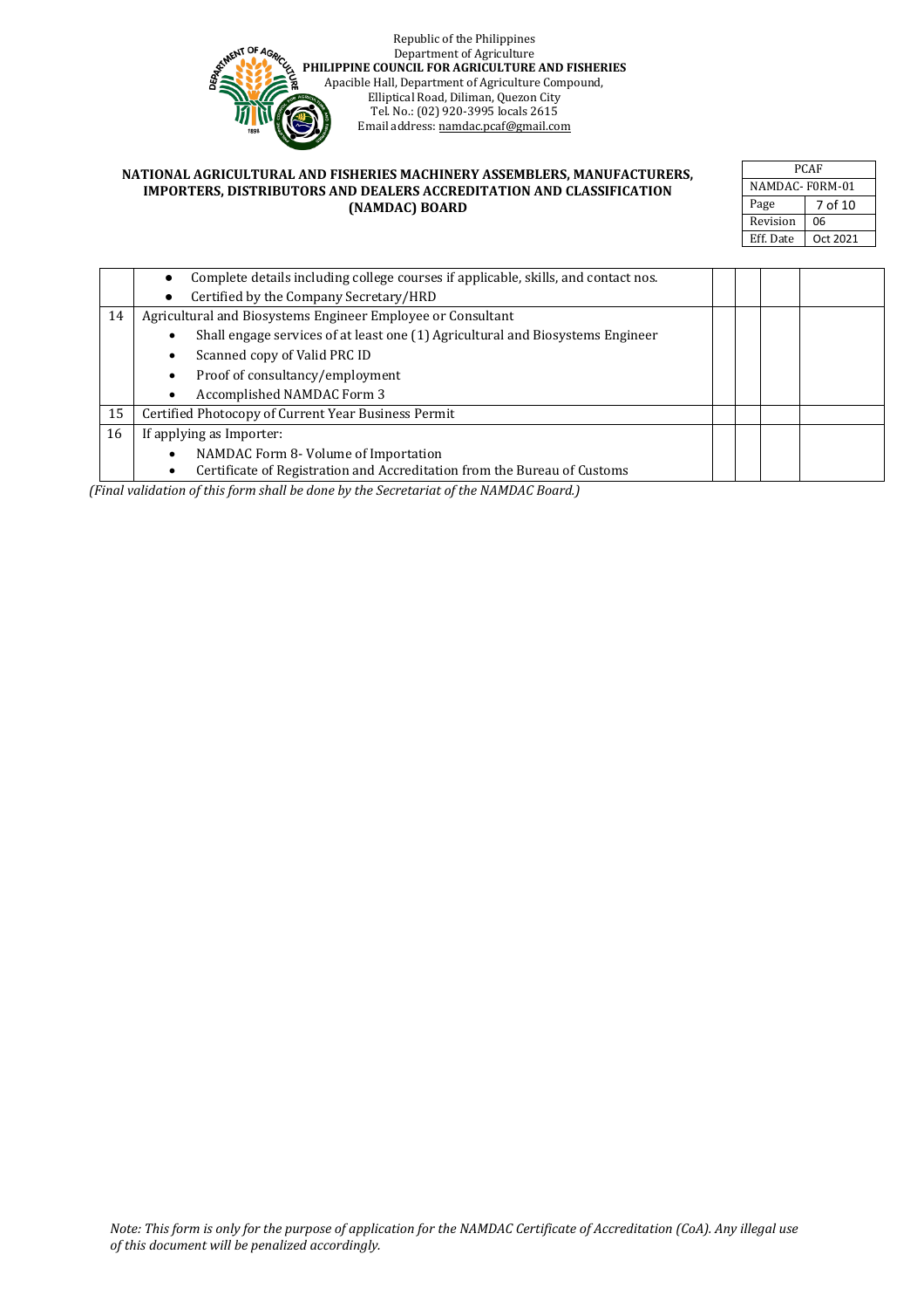| | | | | | |
|---|---|---|---|---|---|
| | • Complete details including college courses if applicable, skills, and contact nos.<br>• Certified by the Company Secretary/HRD | | | | |
| 14 | Agricultural and Biosystems Engineer Employee or Consultant<br>• Shall engage services of at least one (1) Agricultural and Biosystems Engineer<br>• Scanned copy of Valid PRC ID<br>• Proof of consultancy/employment<br>• Accomplished NAMDAC Form 3 | | | | |
| 15 | Certified Photocopy of Current Year Business Permit | | | | |
| 16 | If applying as Importer:<br>• NAMDAC Form 8- Volume of Importation<br>• Certificate of Registration and Accreditation from the Bureau of Customs | | | | |

*(Final validation of this form shall be done by the Secretariat of the NAMDAC Board.)*

*Note: This form is only for the purpose of application for the NAMDAC Certificate of Accreditation (CoA). Any illegal use of this document will be penalized accordingly.*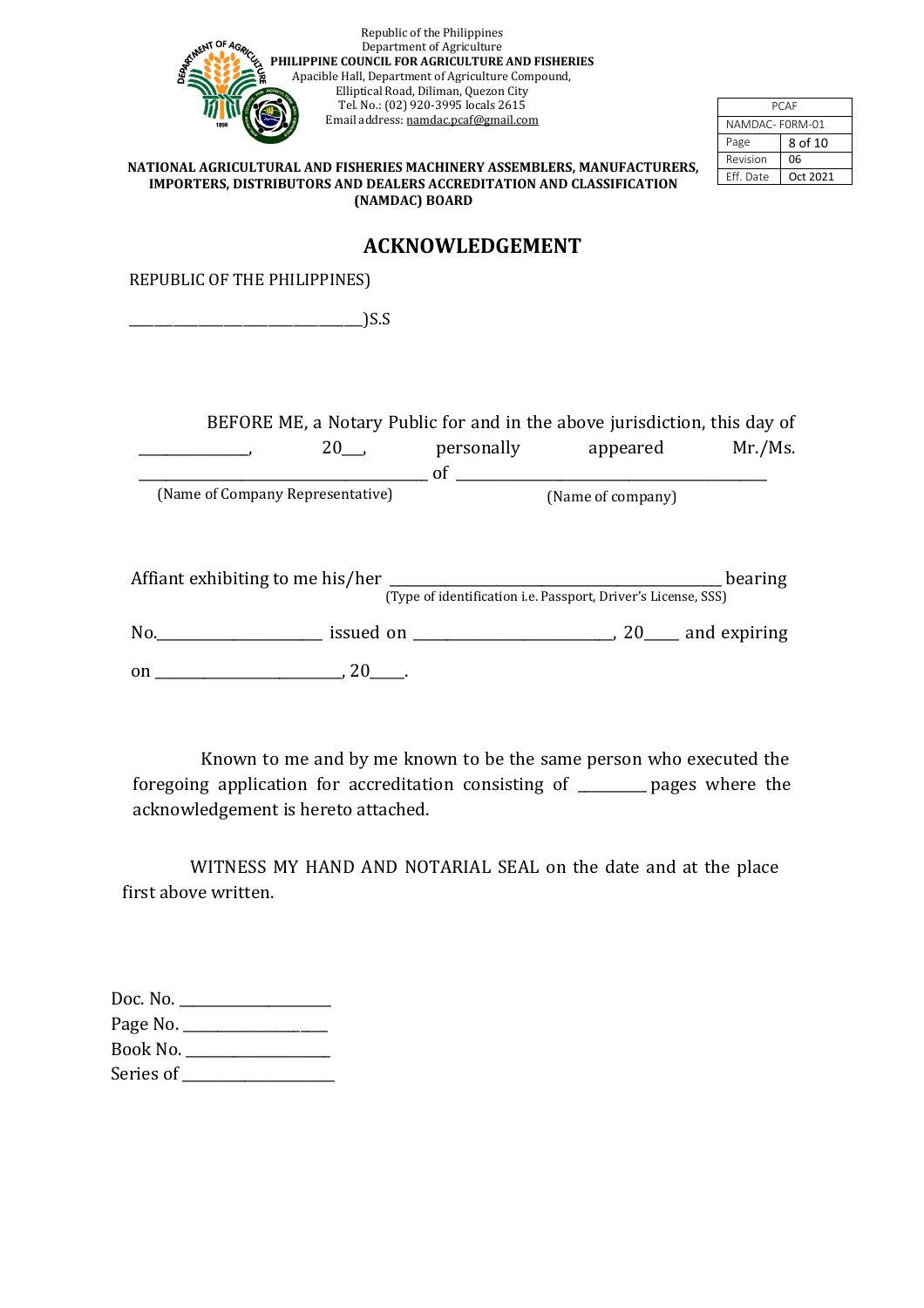Republic of the Philippines
Department of Agriculture
**PHILIPPINE COUNCIL FOR AGRICULTURE AND FISHERIES**
Apacible Hall, Department of Agriculture Compound,
Elliptical Road, Diliman, Quezon City
Tel. No.: (02) 920-3995 locals 2615
Email address: namdac.pcaf@gmail.com

| PCAF | |
|---|---|
| NAMDAC- FORM-01 | |
| Page | 8 of 10 |
| Revision | 06 |
| Eff. Date | Oct 2021 |

**NATIONAL AGRICULTURAL AND FISHERIES MACHINERY ASSEMBLERS, MANUFACTURERS, IMPORTERS, DISTRIBUTORS AND DEALERS ACCREDITATION AND CLASSIFICATION (NAMDAC) BOARD**

# ACKNOWLEDGEMENT

REPUBLIC OF THE PHILIPPINES)

________________________________)S.S

BEFORE ME, a Notary Public for and in the above jurisdiction, this day of ______________, 20___, personally appeared Mr./Ms. ________________________________________ of ____________________________________________
(Name of Company Representative) (Name of company)

Affiant exhibiting to me his/her ______________________________________________ bearing
(Type of identification i.e. Passport, Driver's License, SSS)

No.______________________ issued on ___________________________, 20_____ and expiring on _________________________, 20_____.

Known to me and by me known to be the same person who executed the foregoing application for accreditation consisting of _________ pages where the acknowledgement is hereto attached.

WITNESS MY HAND AND NOTARIAL SEAL on the date and at the place first above written.

Doc. No. ____________________
Page No. ___________________
Book No. ___________________
Series of ____________________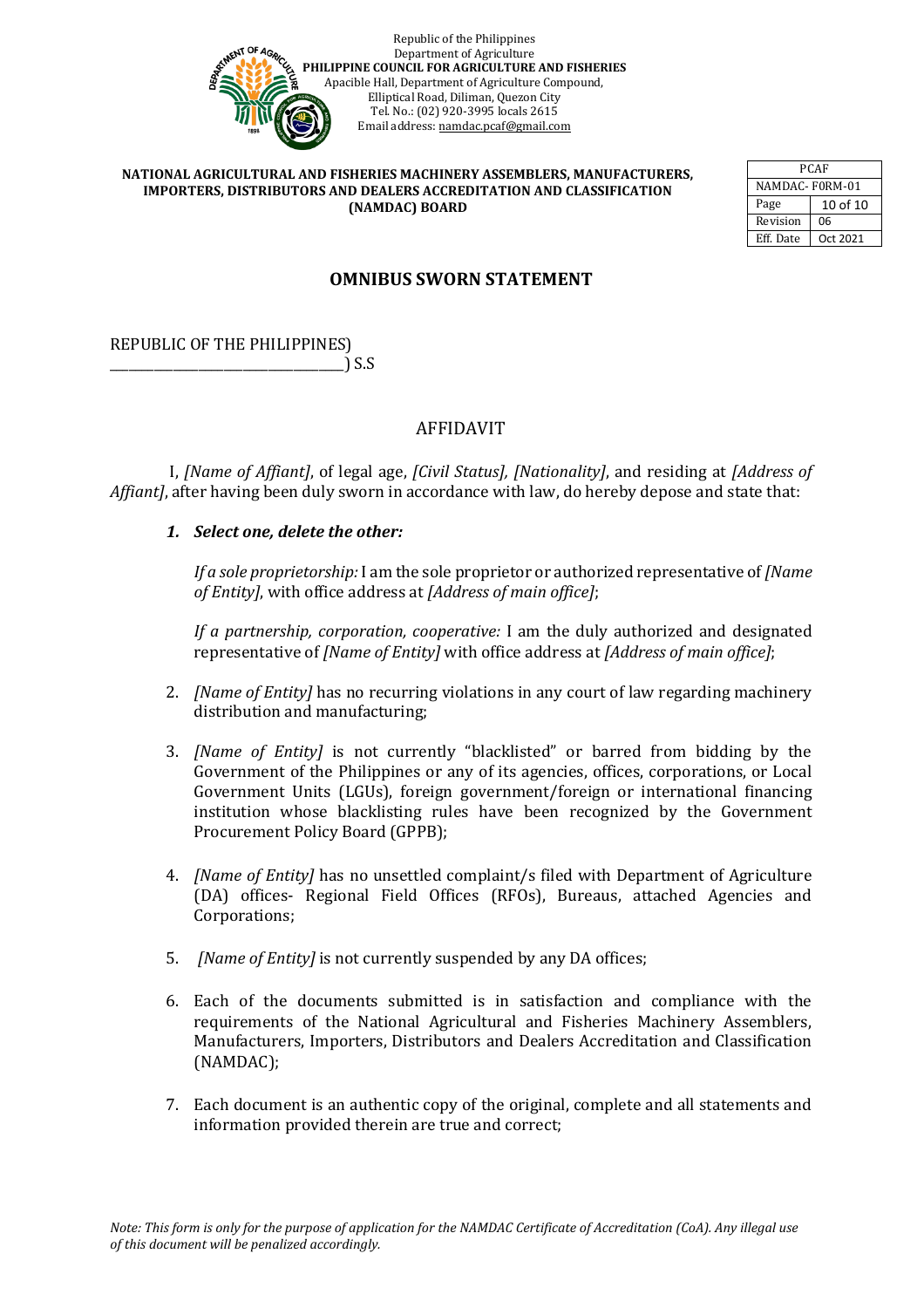Republic of the Philippines
Department of Agriculture
**PHILIPPINE COUNCIL FOR AGRICULTURE AND FISHERIES**
Apacible Hall, Department of Agriculture Compound,
Elliptical Road, Diliman, Quezon City
Tel. No.: (02) 920-3995 locals 2615
Email address: namdac.pcaf@gmail.com

**NATIONAL AGRICULTURAL AND FISHERIES MACHINERY ASSEMBLERS, MANUFACTURERS, IMPORTERS, DISTRIBUTORS AND DEALERS ACCREDITATION AND CLASSIFICATION (NAMDAC) BOARD**

| PCAF | |
|---|---|
| NAMDAC- F0RM-01 | |
| Page | 10 of 10 |
| Revision | 06 |
| Eff. Date | Oct 2021 |

## OMNIBUS SWORN STATEMENT

REPUBLIC OF THE PHILIPPINES)
\_\_\_\_\_\_\_\_\_\_\_\_\_\_\_\_\_\_\_\_\_\_\_\_\_\_\_\_\_\_\_\_) S.S

### AFFIDAVIT

I, *[Name of Affiant]*, of legal age, *[Civil Status], [Nationality]*, and residing at *[Address of Affiant]*, after having been duly sworn in accordance with law, do hereby depose and state that:

1. ***Select one, delete the other:***

   *If a sole proprietorship:* I am the sole proprietor or authorized representative of *[Name of Entity]*, with office address at *[Address of main office]*;

   *If a partnership, corporation, cooperative:* I am the duly authorized and designated representative of *[Name of Entity]* with office address at *[Address of main office]*;

2. *[Name of Entity]* has no recurring violations in any court of law regarding machinery distribution and manufacturing;

3. *[Name of Entity]* is not currently "blacklisted" or barred from bidding by the Government of the Philippines or any of its agencies, offices, corporations, or Local Government Units (LGUs), foreign government/foreign or international financing institution whose blacklisting rules have been recognized by the Government Procurement Policy Board (GPPB);

4. *[Name of Entity]* has no unsettled complaint/s filed with Department of Agriculture (DA) offices- Regional Field Offices (RFOs), Bureaus, attached Agencies and Corporations;

5. *[Name of Entity]* is not currently suspended by any DA offices;

6. Each of the documents submitted is in satisfaction and compliance with the requirements of the National Agricultural and Fisheries Machinery Assemblers, Manufacturers, Importers, Distributors and Dealers Accreditation and Classification (NAMDAC);

7. Each document is an authentic copy of the original, complete and all statements and information provided therein are true and correct;

*Note: This form is only for the purpose of application for the NAMDAC Certificate of Accreditation (CoA). Any illegal use of this document will be penalized accordingly.*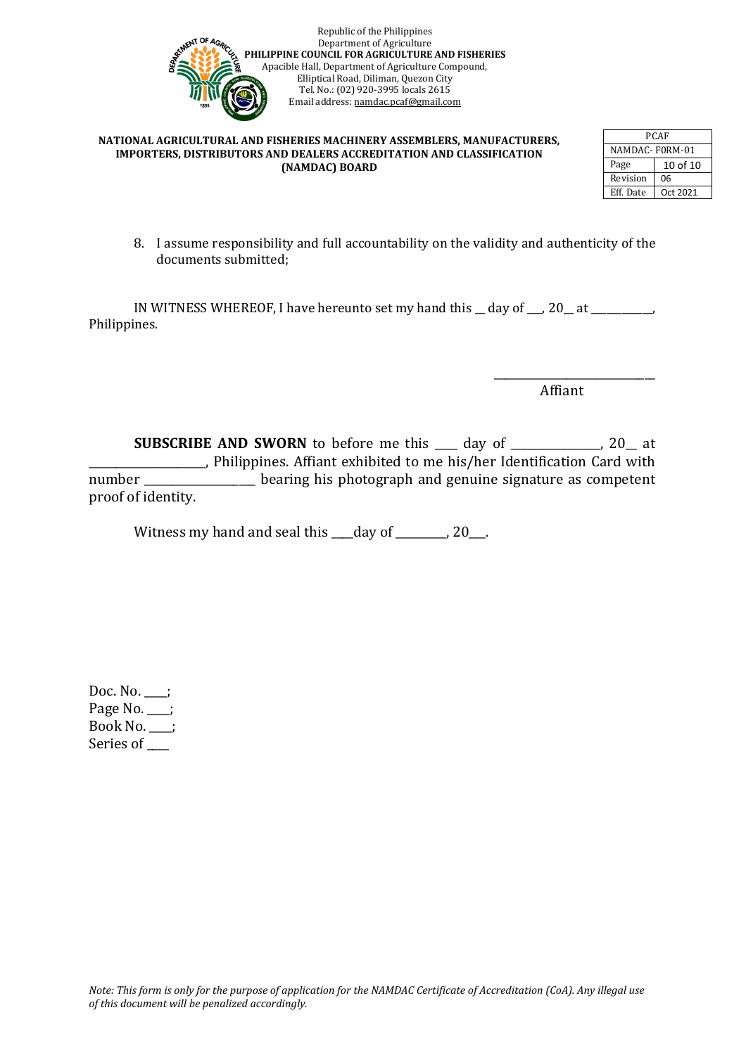8. I assume responsibility and full accountability on the validity and authenticity of the documents submitted;

IN WITNESS WHEREOF, I have hereunto set my hand this __ day of ___, 20__ at __________, Philippines.

___________________________
Affiant

**SUBSCRIBE AND SWORN** to before me this ____ day of _______________, 20__ at ____________________, Philippines. Affiant exhibited to me his/her Identification Card with number ___________________ bearing his photograph and genuine signature as competent proof of identity.

Witness my hand and seal this ____day of _________, 20___.

Doc. No. ____;
Page No. ____;
Book No. ____;
Series of ____

*Note: This form is only for the purpose of application for the NAMDAC Certificate of Accreditation (CoA). Any illegal use of this document will be penalized accordingly.*